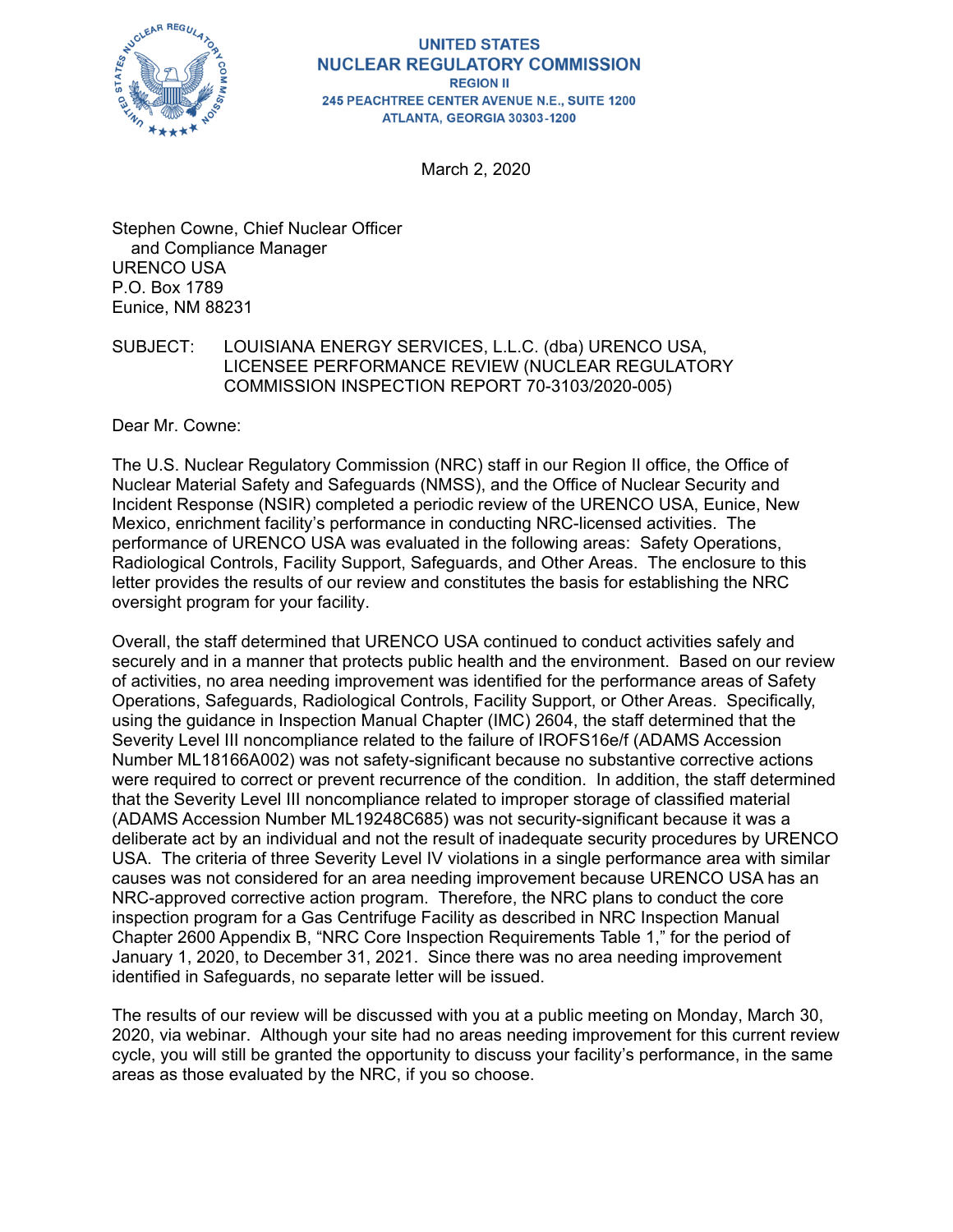UNITED STATES
NUCLEAR REGULATORY COMMISSION
REGION II
245 PEACHTREE CENTER AVENUE N.E., SUITE 1200
ATLANTA, GEORGIA 30303-1200

March 2, 2020

Stephen Cowne, Chief Nuclear Officer
and Compliance Manager
URENCO USA
P.O. Box 1789
Eunice, NM 88231

SUBJECT: LOUISIANA ENERGY SERVICES, L.L.C. (dba) URENCO USA, LICENSEE PERFORMANCE REVIEW (NUCLEAR REGULATORY COMMISSION INSPECTION REPORT 70-3103/2020-005)

Dear Mr. Cowne:

The U.S. Nuclear Regulatory Commission (NRC) staff in our Region II office, the Office of Nuclear Material Safety and Safeguards (NMSS), and the Office of Nuclear Security and Incident Response (NSIR) completed a periodic review of the URENCO USA, Eunice, New Mexico, enrichment facility's performance in conducting NRC-licensed activities. The performance of URENCO USA was evaluated in the following areas: Safety Operations, Radiological Controls, Facility Support, Safeguards, and Other Areas. The enclosure to this letter provides the results of our review and constitutes the basis for establishing the NRC oversight program for your facility.

Overall, the staff determined that URENCO USA continued to conduct activities safely and securely and in a manner that protects public health and the environment. Based on our review of activities, no area needing improvement was identified for the performance areas of Safety Operations, Safeguards, Radiological Controls, Facility Support, or Other Areas. Specifically, using the guidance in Inspection Manual Chapter (IMC) 2604, the staff determined that the Severity Level III noncompliance related to the failure of IROFS16e/f (ADAMS Accession Number ML18166A002) was not safety-significant because no substantive corrective actions were required to correct or prevent recurrence of the condition. In addition, the staff determined that the Severity Level III noncompliance related to improper storage of classified material (ADAMS Accession Number ML19248C685) was not security-significant because it was a deliberate act by an individual and not the result of inadequate security procedures by URENCO USA. The criteria of three Severity Level IV violations in a single performance area with similar causes was not considered for an area needing improvement because URENCO USA has an NRC-approved corrective action program. Therefore, the NRC plans to conduct the core inspection program for a Gas Centrifuge Facility as described in NRC Inspection Manual Chapter 2600 Appendix B, "NRC Core Inspection Requirements Table 1," for the period of January 1, 2020, to December 31, 2021. Since there was no area needing improvement identified in Safeguards, no separate letter will be issued.

The results of our review will be discussed with you at a public meeting on Monday, March 30, 2020, via webinar. Although your site had no areas needing improvement for this current review cycle, you will still be granted the opportunity to discuss your facility's performance, in the same areas as those evaluated by the NRC, if you so choose.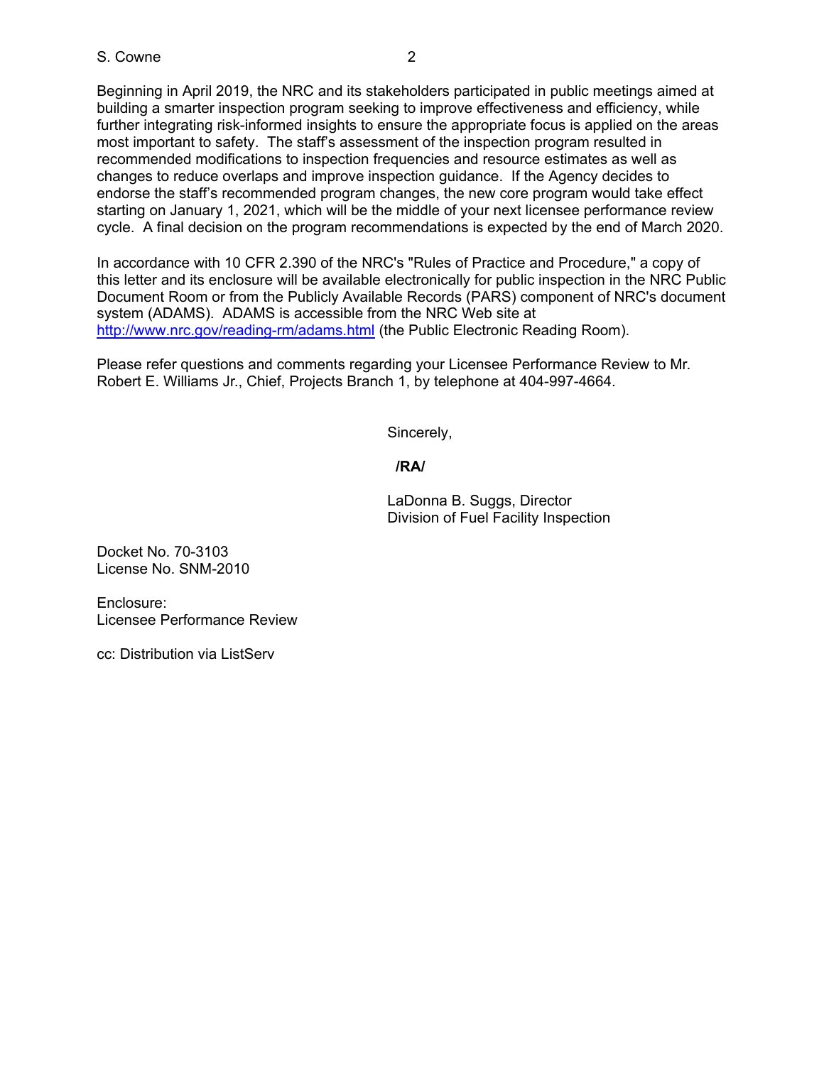Beginning in April 2019, the NRC and its stakeholders participated in public meetings aimed at building a smarter inspection program seeking to improve effectiveness and efficiency, while further integrating risk-informed insights to ensure the appropriate focus is applied on the areas most important to safety. The staff's assessment of the inspection program resulted in recommended modifications to inspection frequencies and resource estimates as well as changes to reduce overlaps and improve inspection guidance. If the Agency decides to endorse the staff's recommended program changes, the new core program would take effect starting on January 1, 2021, which will be the middle of your next licensee performance review cycle. A final decision on the program recommendations is expected by the end of March 2020.

In accordance with 10 CFR 2.390 of the NRC's "Rules of Practice and Procedure," a copy of this letter and its enclosure will be available electronically for public inspection in the NRC Public Document Room or from the Publicly Available Records (PARS) component of NRC's document system (ADAMS). ADAMS is accessible from the NRC Web site at http://www.nrc.gov/reading-rm/adams.html (the Public Electronic Reading Room).

Please refer questions and comments regarding your Licensee Performance Review to Mr. Robert E. Williams Jr., Chief, Projects Branch 1, by telephone at 404-997-4664.

Sincerely,

**/RA/**

LaDonna B. Suggs, Director
Division of Fuel Facility Inspection

Docket No. 70-3103
License No. SNM-2010

Enclosure:
Licensee Performance Review

cc: Distribution via ListServ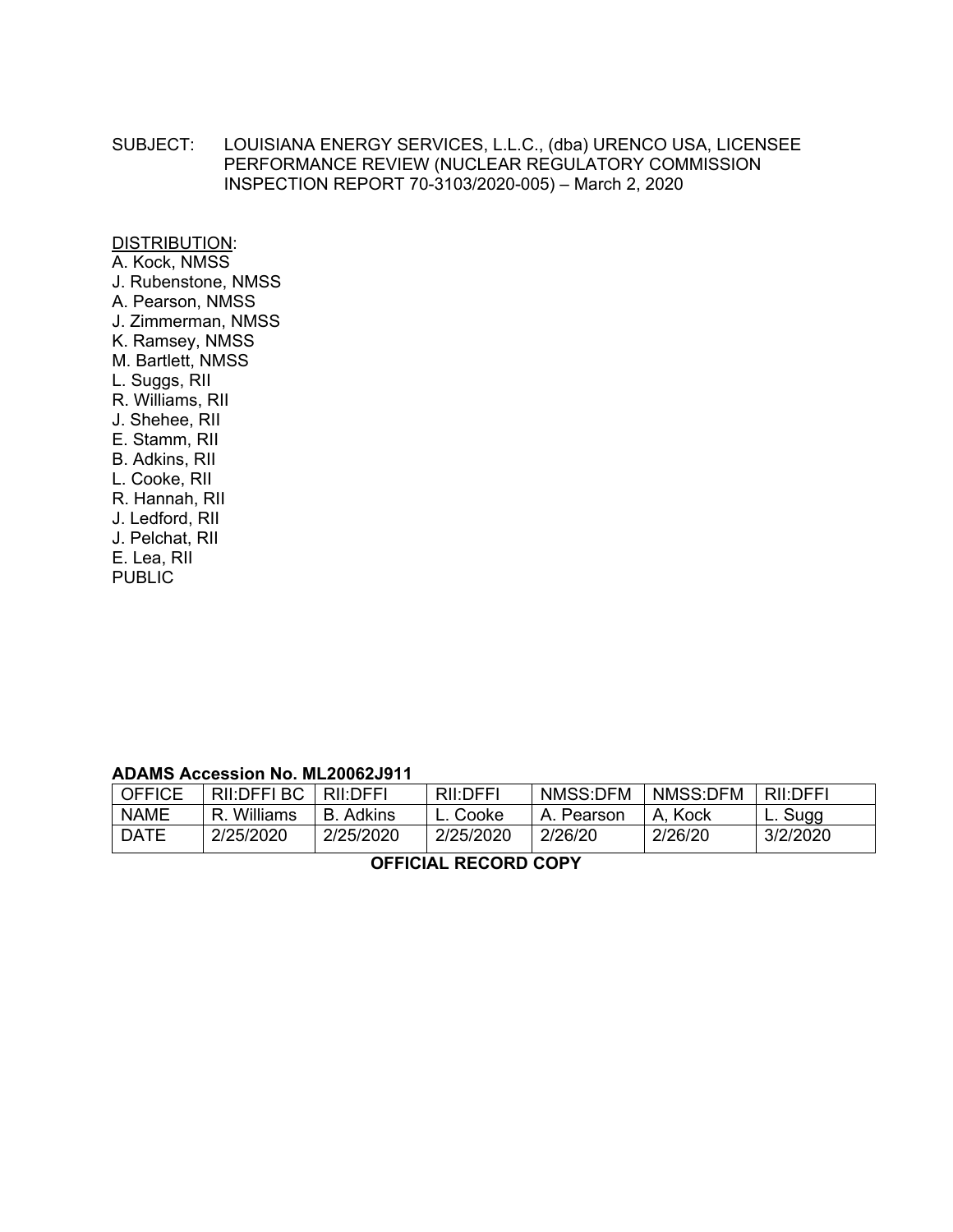SUBJECT: LOUISIANA ENERGY SERVICES, L.L.C., (dba) URENCO USA, LICENSEE PERFORMANCE REVIEW (NUCLEAR REGULATORY COMMISSION INSPECTION REPORT 70-3103/2020-005) – March 2, 2020

DISTRIBUTION:
A. Kock, NMSS
J. Rubenstone, NMSS
A. Pearson, NMSS
J. Zimmerman, NMSS
K. Ramsey, NMSS
M. Bartlett, NMSS
L. Suggs, RII
R. Williams, RII
J. Shehee, RII
E. Stamm, RII
B. Adkins, RII
L. Cooke, RII
R. Hannah, RII
J. Ledford, RII
J. Pelchat, RII
E. Lea, RII
PUBLIC

**ADAMS Accession No. ML20062J911**

| OFFICE | RII:DFFI BC | RII:DFFI | RII:DFFI | NMSS:DFM | NMSS:DFM | RII:DFFI |
|---|---|---|---|---|---|---|
| NAME | R. Williams | B. Adkins | L. Cooke | A. Pearson | A, Kock | L. Sugg |
| DATE | 2/25/2020 | 2/25/2020 | 2/25/2020 | 2/26/20 | 2/26/20 | 3/2/2020 |

**OFFICIAL RECORD COPY**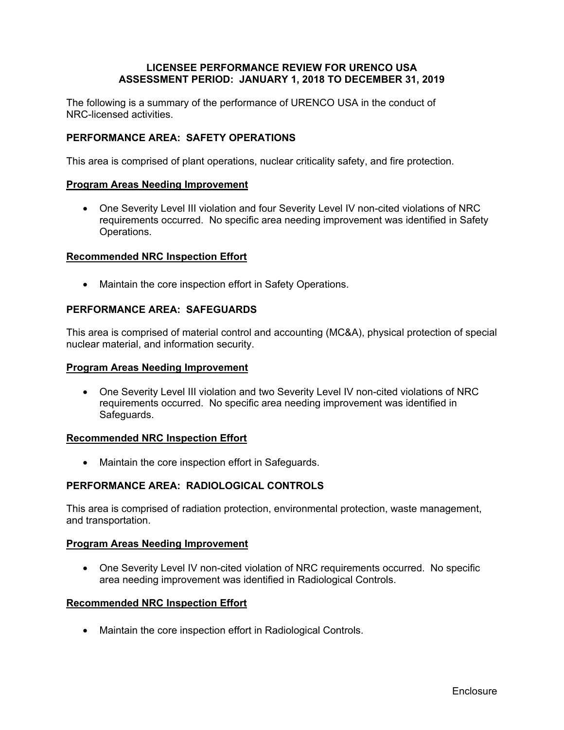# LICENSEE PERFORMANCE REVIEW FOR URENCO USA
## ASSESSMENT PERIOD: JANUARY 1, 2018 TO DECEMBER 31, 2019

The following is a summary of the performance of URENCO USA in the conduct of NRC-licensed activities.

## PERFORMANCE AREA: SAFETY OPERATIONS

This area is comprised of plant operations, nuclear criticality safety, and fire protection.

**Program Areas Needing Improvement**

- One Severity Level III violation and four Severity Level IV non-cited violations of NRC requirements occurred. No specific area needing improvement was identified in Safety Operations.

**Recommended NRC Inspection Effort**

- Maintain the core inspection effort in Safety Operations.

## PERFORMANCE AREA: SAFEGUARDS

This area is comprised of material control and accounting (MC&A), physical protection of special nuclear material, and information security.

**Program Areas Needing Improvement**

- One Severity Level III violation and two Severity Level IV non-cited violations of NRC requirements occurred. No specific area needing improvement was identified in Safeguards.

**Recommended NRC Inspection Effort**

- Maintain the core inspection effort in Safeguards.

## PERFORMANCE AREA: RADIOLOGICAL CONTROLS

This area is comprised of radiation protection, environmental protection, waste management, and transportation.

**Program Areas Needing Improvement**

- One Severity Level IV non-cited violation of NRC requirements occurred. No specific area needing improvement was identified in Radiological Controls.

**Recommended NRC Inspection Effort**

- Maintain the core inspection effort in Radiological Controls.

Enclosure